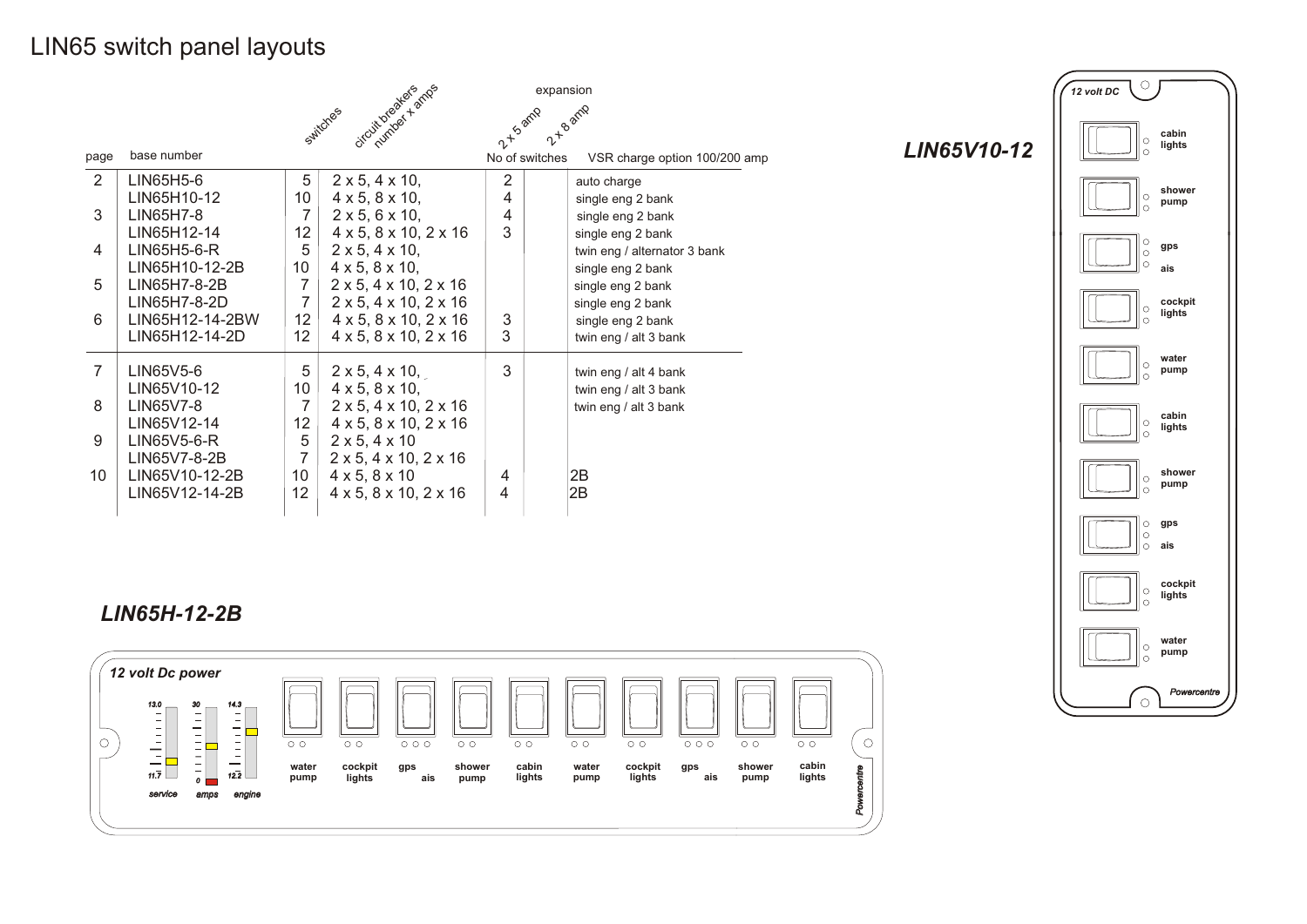# LIN65 switch panel layouts

| page | base number | switches | circuit breakers number x amps | expansion No of switches 2 x 5 amp | 2 x 8 amp | VSR charge option 100/200 amp |
|---|---|---|---|---|---|---|
| 2 | LIN65H5-6 | 5 | 2 x 5, 4 x 10, | 2 | | auto charge |
| | LIN65H10-12 | 10 | 4 x 5, 8 x 10, | 4 | | single eng 2 bank |
| 3 | LIN65H7-8 | 7 | 2 x 5, 6 x 10, | 4 | | single eng 2 bank |
| | LIN65H12-14 | 12 | 4 x 5, 8 x 10, 2 x 16 | 3 | | single eng 2 bank |
| 4 | LIN65H5-6-R | 5 | 2 x 5, 4 x 10, | | | twin eng / alternator 3 bank |
| | LIN65H10-12-2B | 10 | 4 x 5, 8 x 10, | | | single eng 2 bank |
| 5 | LIN65H7-8-2B | 7 | 2 x 5, 4 x 10, 2 x 16 | | | single eng 2 bank |
| | LIN65H7-8-2D | 7 | 2 x 5, 4 x 10, 2 x 16 | | | single eng 2 bank |
| 6 | LIN65H12-14-2BW | 12 | 4 x 5, 8 x 10, 2 x 16 | 3 | | single eng 2 bank |
| | LIN65H12-14-2D | 12 | 4 x 5, 8 x 10, 2 x 16 | 3 | | twin eng / alt 3 bank |
| 7 | LIN65V5-6 | 5 | 2 x 5, 4 x 10, | 3 | | twin eng / alt 4 bank |
| | LIN65V10-12 | 10 | 4 x 5, 8 x 10, | | | twin eng / alt 3 bank |
| 8 | LIN65V7-8 | 7 | 2 x 5, 4 x 10, 2 x 16 | | | twin eng / alt 3 bank |
| | LIN65V12-14 | 12 | 4 x 5, 8 x 10, 2 x 16 | | | |
| 9 | LIN65V5-6-R | 5 | 2 x 5, 4 x 10 | | | |
| | LIN65V7-8-2B | 7 | 2 x 5, 4 x 10, 2 x 16 | | | |
| 10 | LIN65V10-12-2B | 10 | 4 x 5, 8 x 10 | 4 | | 2B |
| | LIN65V12-14-2B | 12 | 4 x 5, 8 x 10, 2 x 16 | 4 | | 2B |

## *LIN65V10-12*

*12 volt DC*

cabin lights
shower pump
gps
ais
cockpit lights
water pump
cabin lights
shower pump
gps
ais
cockpit lights
water pump

*Powercentre*

## *LIN65H-12-2B*

*12 volt Dc power*

13.0 — 11.7 *service*
30 — 0 *amps*
14.3 — 12.2 *engine*

water pump | cockpit lights | gps ais | shower pump | cabin lights | water pump | cockpit lights | gps ais | shower pump | cabin lights

*Powercentre*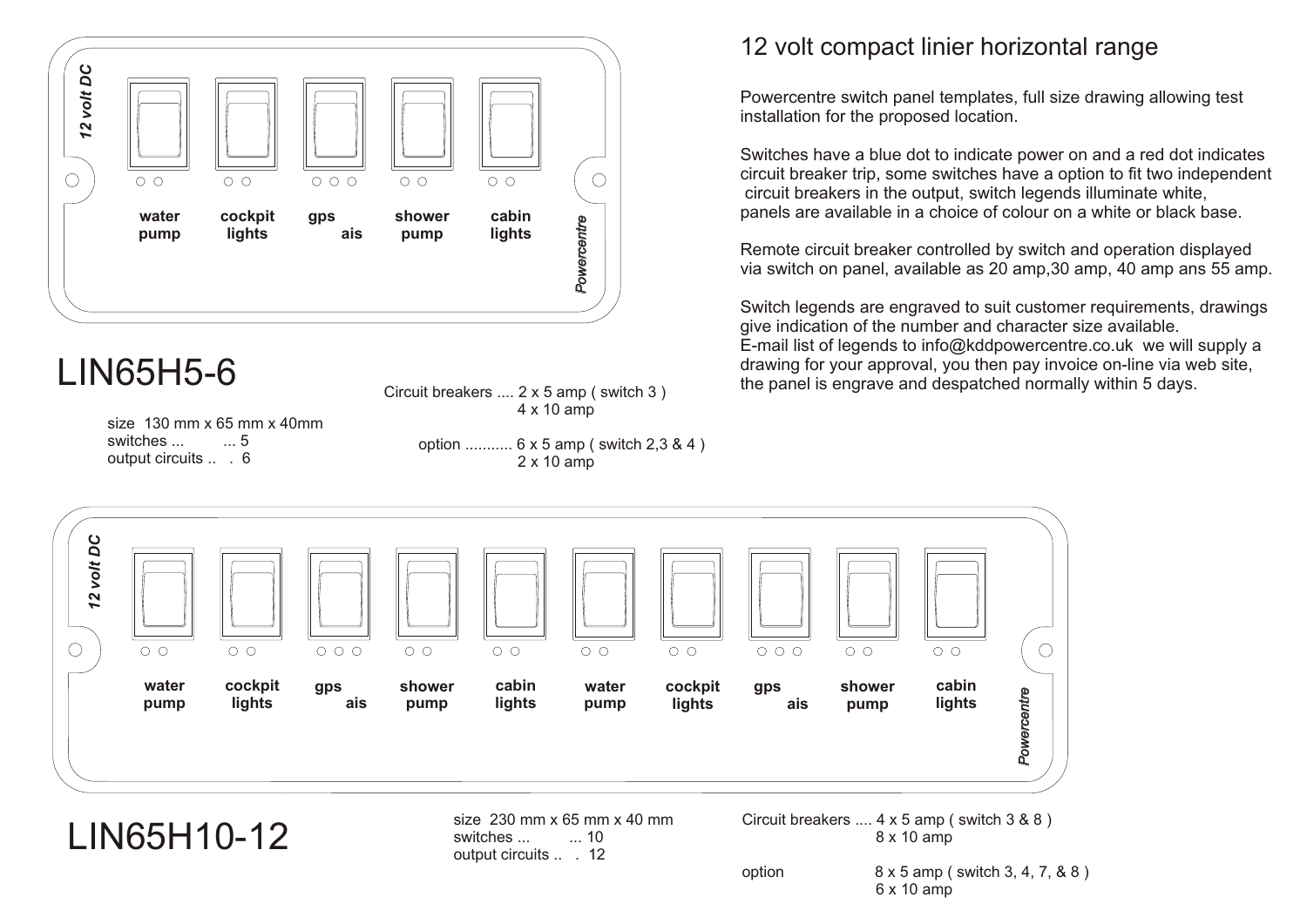12 volt DC

water pump | cockpit lights | gps ais | shower pump | cabin lights

Powercentre

# LIN65H5-6

size 130 mm x 65 mm x 40mm
switches ... ... 5
output circuits .. . 6

Circuit breakers .... 2 x 5 amp ( switch 3 )
4 x 10 amp

option .......... 6 x 5 amp ( switch 2,3 & 4 )
2 x 10 amp

## 12 volt compact linier horizontal range

Powercentre switch panel templates, full size drawing allowing test installation for the proposed location.

Switches have a blue dot to indicate power on and a red dot indicates circuit breaker trip, some switches have a option to fit two independent circuit breakers in the output, switch legends illuminate white, panels are available in a choice of colour on a white or black base.

Remote circuit breaker controlled by switch and operation displayed via switch on panel, available as 20 amp,30 amp, 40 amp ans 55 amp.

Switch legends are engraved to suit customer requirements, drawings give indication of the number and character size available.
E-mail list of legends to info@kddpowercentre.co.uk we will supply a drawing for your approval, you then pay invoice on-line via web site, the panel is engrave and despatched normally within 5 days.

12 volt DC

water pump | cockpit lights | gps ais | shower pump | cabin lights | water pump | cockpit lights | gps ais | shower pump | cabin lights

Powercentre

# LIN65H10-12

size 230 mm x 65 mm x 40 mm
switches ... ... 10
output circuits .. . 12

Circuit breakers .... 4 x 5 amp ( switch 3 & 8 )
8 x 10 amp

option 8 x 5 amp ( switch 3, 4, 7, & 8 )
6 x 10 amp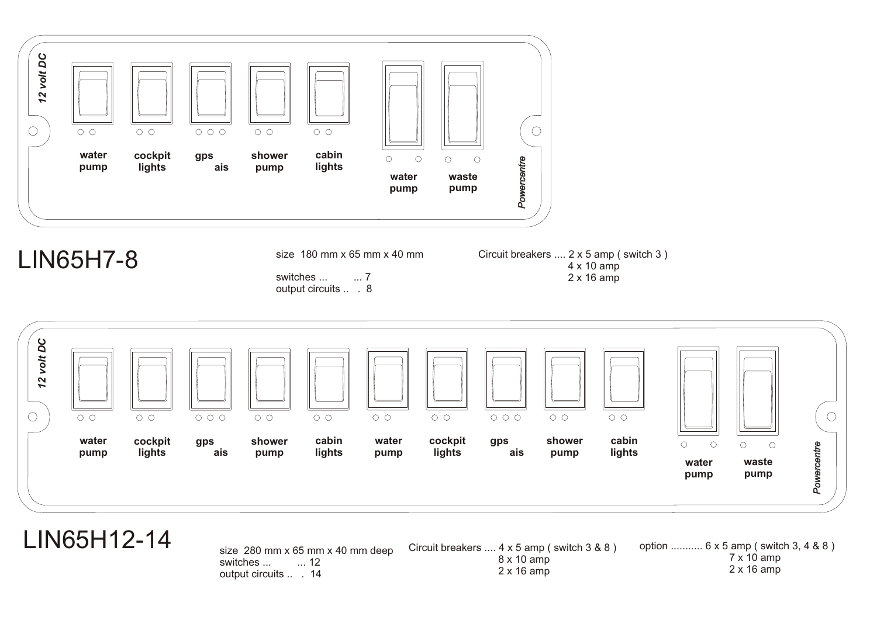12 volt DC

water pump | cockpit lights | gps ais | shower pump | cabin lights | water pump | waste pump

*Powercentre*

# LIN65H7-8

size 180 mm x 65 mm x 40 mm

switches ... ... 7
output circuits .. . 8

Circuit breakers .... 2 x 5 amp ( switch 3 )
4 x 10 amp
2 x 16 amp

12 volt DC

water pump | cockpit lights | gps ais | shower pump | cabin lights | water pump | cockpit lights | gps ais | shower pump | cabin lights | water pump | waste pump

*Powercentre*

# LIN65H12-14

size 280 mm x 65 mm x 40 mm deep
switches ... ... 12
output circuits .. . 14

Circuit breakers .... 4 x 5 amp ( switch 3 & 8 )
8 x 10 amp
2 x 16 amp

option ........... 6 x 5 amp ( switch 3, 4 & 8 )
7 x 10 amp
2 x 16 amp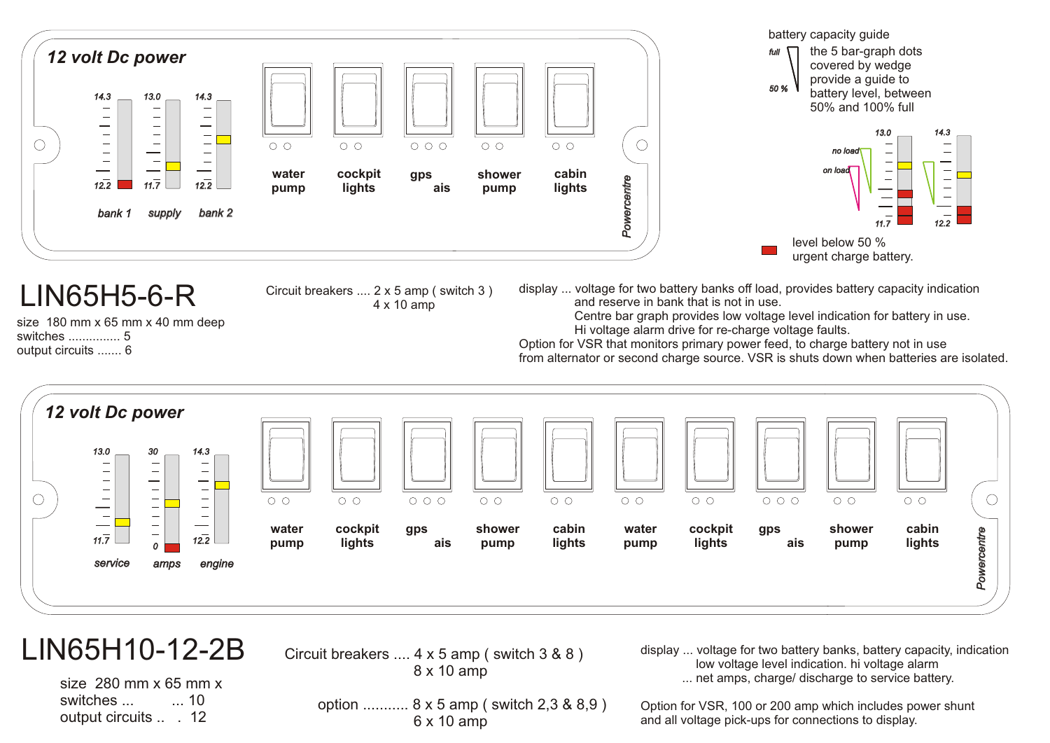**12 volt Dc power**

14.3 13.0 14.3

12.2 11.7 12.2

bank 1 supply bank 2

water pump | cockpit lights | gps ais | shower pump | cabin lights

Powercentre

battery capacity guide

full / 50 % — the 5 bar-graph dots covered by wedge provide a guide to battery level, between 50% and 100% full

13.0 14.3

no load

on load

11.7 12.2

level below 50 % urgent charge battery.

# LIN65H5-6-R

size 180 mm x 65 mm x 40 mm deep
switches ............... 5
output circuits ....... 6

Circuit breakers .... 2 x 5 amp ( switch 3 )
4 x 10 amp

display ... voltage for two battery banks off load, provides battery capacity indication and reserve in bank that is not in use.
Centre bar graph provides low voltage level indication for battery in use.
Hi voltage alarm drive for re-charge voltage faults.
Option for VSR that monitors primary power feed, to charge battery not in use from alternator or second charge source. VSR is shuts down when batteries are isolated.

**12 volt Dc power**

13.0 30 14.3

11.7 0 12.2

service amps engine

water pump | cockpit lights | gps ais | shower pump | cabin lights | water pump | cockpit lights | gps ais | shower pump | cabin lights

Powercentre

# LIN65H10-12-2B

size 280 mm x 65 mm x
switches ... ... 10
output circuits .. . 12

Circuit breakers .... 4 x 5 amp ( switch 3 & 8 )
8 x 10 amp

option ........... 8 x 5 amp ( switch 2,3 & 8,9 )
6 x 10 amp

display ... voltage for two battery banks, battery capacity, indication low voltage level indication. hi voltage alarm
... net amps, charge/ discharge to service battery.

Option for VSR, 100 or 200 amp which includes power shunt and all voltage pick-ups for connections to display.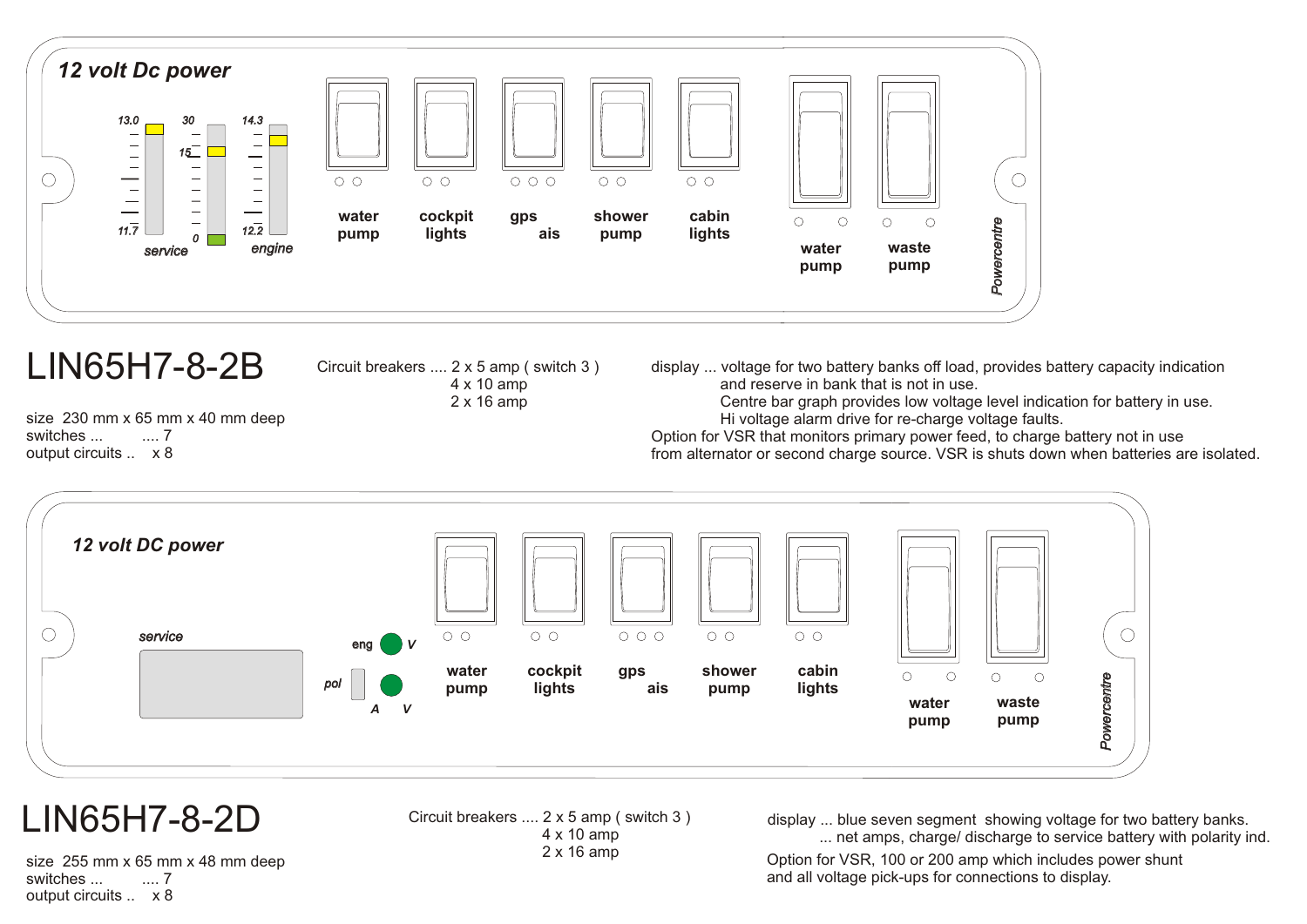12 volt Dc power

13.0 | 30 | 14.3
15
11.7 | 0 | 12.2

service | engine

water pump | cockpit lights | gps ais | shower pump | cabin lights | water pump | waste pump

Powercentre

# LIN65H7-8-2B

size 230 mm x 65 mm x 40 mm deep
switches ... .... 7
output circuits .. x 8

Circuit breakers .... 2 x 5 amp ( switch 3 )
4 x 10 amp
2 x 16 amp

display ... voltage for two battery banks off load, provides battery capacity indication
and reserve in bank that is not in use.
Centre bar graph provides low voltage level indication for battery in use.
Hi voltage alarm drive for re-charge voltage faults.
Option for VSR that monitors primary power feed, to charge battery not in use
from alternator or second charge source. VSR is shuts down when batteries are isolated.

12 volt DC power

service

eng V

pol A V

water pump | cockpit lights | gps ais | shower pump | cabin lights | water pump | waste pump

Powercentre

# LIN65H7-8-2D

size 255 mm x 65 mm x 48 mm deep
switches ... .... 7
output circuits .. x 8

Circuit breakers .... 2 x 5 amp ( switch 3 )
4 x 10 amp
2 x 16 amp

display ... blue seven segment showing voltage for two battery banks.
... net amps, charge/ discharge to service battery with polarity ind.
Option for VSR, 100 or 200 amp which includes power shunt
and all voltage pick-ups for connections to display.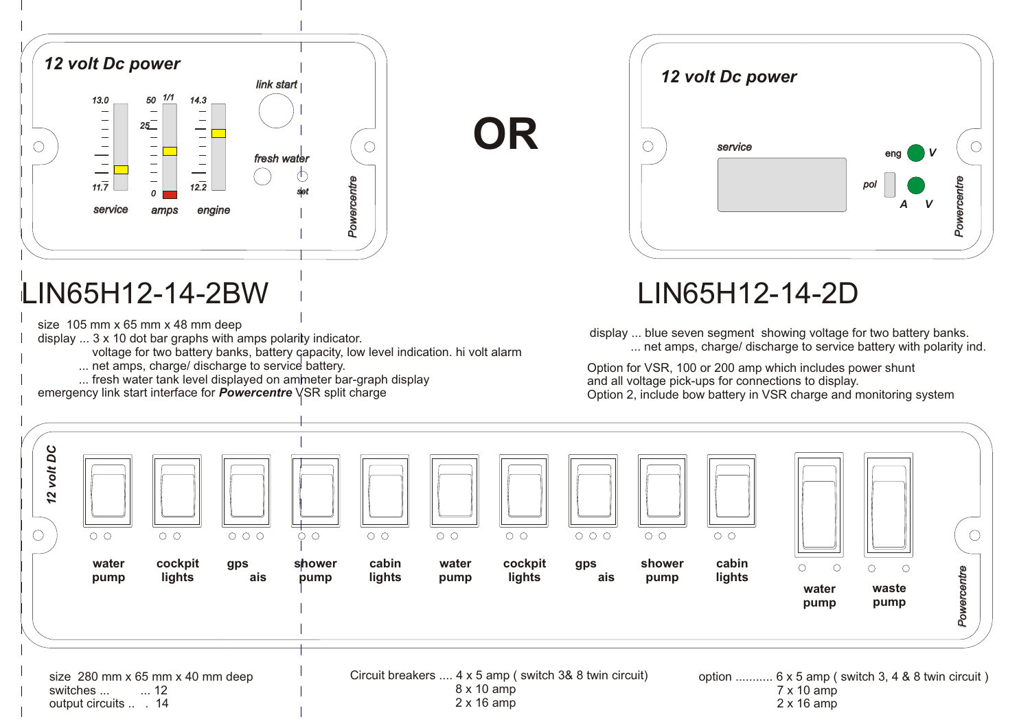12 volt Dc power

link start

fresh water

set

service amps engine

Powercentre

OR

12 volt Dc power

service

eng V

pol

A V

Powercentre

# LIN65H12-14-2BW

size 105 mm x 65 mm x 48 mm deep

display ... 3 x 10 dot bar graphs with amps polarity indicator.
voltage for two battery banks, battery capacity, low level indication. hi volt alarm
... net amps, charge/ discharge to service battery.
... fresh water tank level displayed on ammeter bar-graph display

emergency link start interface for ***Powercentre*** VSR split charge

# LIN65H12-14-2D

display ... blue seven segment showing voltage for two battery banks.
... net amps, charge/ discharge to service battery with polarity ind.

Option for VSR, 100 or 200 amp which includes power shunt
and all voltage pick-ups for connections to display.
Option 2, include bow battery in VSR charge and monitoring system

12 volt DC

water pump | cockpit lights | gps ais | shower pump | cabin lights | water pump | cockpit lights | gps ais | shower pump | cabin lights | water pump | waste pump

Powercentre

size 280 mm x 65 mm x 40 mm deep
switches ... ... 12
output circuits .. . 14

Circuit breakers .... 4 x 5 amp ( switch 3& 8 twin circuit)
8 x 10 amp
2 x 16 amp

option .......... 6 x 5 amp ( switch 3, 4 & 8 twin circuit )
7 x 10 amp
2 x 16 amp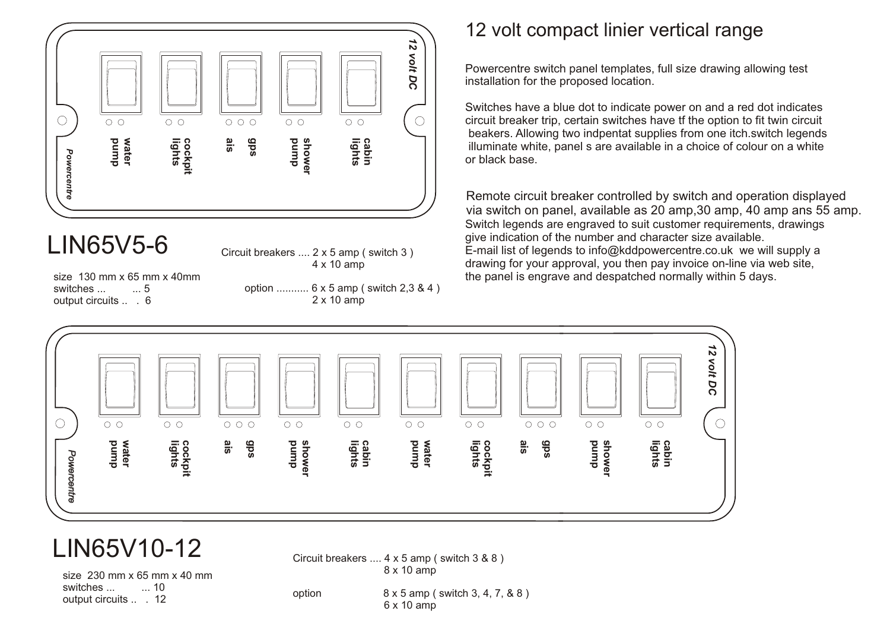# 12 volt compact linier vertical range

Powercentre switch panel templates, full size drawing allowing test installation for the proposed location.

Switches have a blue dot to indicate power on and a red dot indicates circuit breaker trip, certain switches have tf the option to fit twin circuit beakers. Allowing two indpentat supplies from one itch.switch legends illuminate white, panel s are available in a choice of colour on a white or black base.

Remote circuit breaker controlled by switch and operation displayed via switch on panel, available as 20 amp,30 amp, 40 amp ans 55 amp. Switch legends are engraved to suit customer requirements, drawings give indication of the number and character size available. E-mail list of legends to info@kddpowercentre.co.uk we will supply a drawing for your approval, you then pay invoice on-line via web site, the panel is engrave and despatched normally within 5 days.

12 volt DC

water pump | cockpit lights | ais gps | shower pump | cabin lights

Powercentre

## LIN65V5-6

size 130 mm x 65 mm x 40mm
switches ... ... 5
output circuits .. . 6

Circuit breakers .... 2 x 5 amp ( switch 3 )
4 x 10 amp

option ........... 6 x 5 amp ( switch 2,3 & 4 )
2 x 10 amp

12 volt DC

water pump | cockpit lights | ais gps | shower pump | cabin lights | water pump | cockpit lights | ais gps | shower pump | cabin lights

Powercentre

## LIN65V10-12

size 230 mm x 65 mm x 40 mm
switches ... ... 10
output circuits .. . 12

Circuit breakers .... 4 x 5 amp ( switch 3 & 8 )
8 x 10 amp

option 8 x 5 amp ( switch 3, 4, 7, & 8 )
6 x 10 amp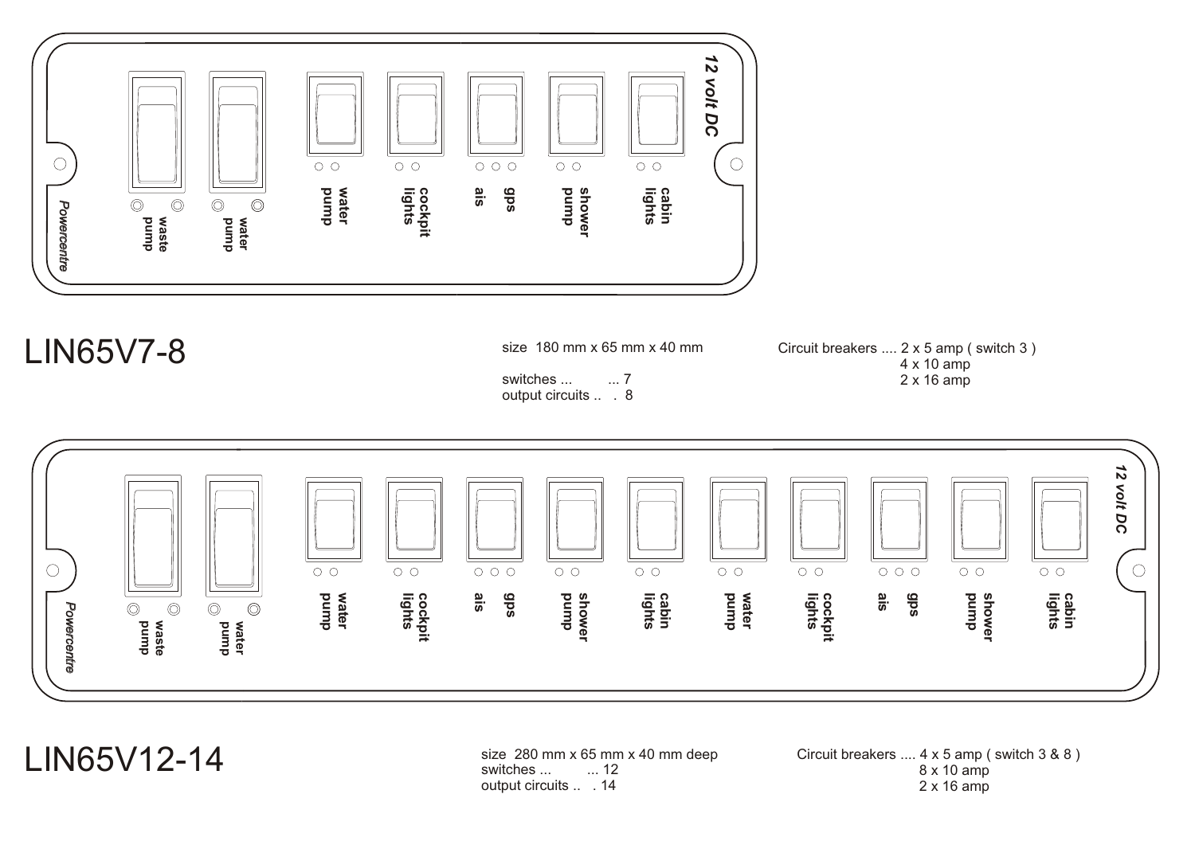## LIN65V7-8

size 180 mm x 65 mm x 40 mm

switches ... ... 7
output circuits .. . 8

Circuit breakers .... 2 x 5 amp ( switch 3 )
4 x 10 amp
2 x 16 amp

## LIN65V12-14

size 280 mm x 65 mm x 40 mm deep
switches ... ... 12
output circuits .. . 14

Circuit breakers .... 4 x 5 amp ( switch 3 & 8 )
8 x 10 amp
2 x 16 amp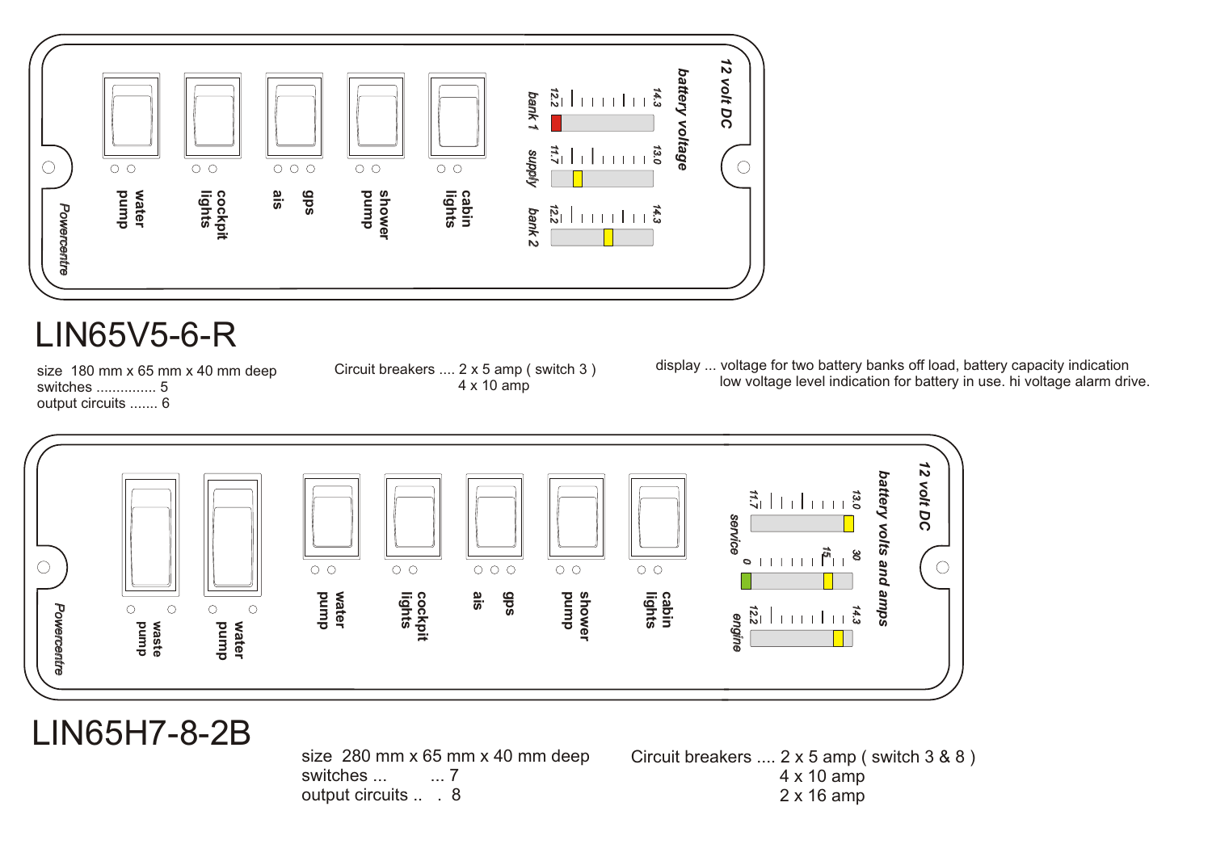12 volt DC

battery voltage

water pump | cockpit lights | ais gps | shower pump | cabin lights

bank 1 (12.2 – 14.3) | supply (11.7 – 13.0) | bank 2 (12.2 – 14.3)

Powercentre

# LIN65V5-6-R

size 180 mm x 65 mm x 40 mm deep
switches ............... 5
output circuits ....... 6

Circuit breakers .... 2 x 5 amp ( switch 3 )
4 x 10 amp

display ... voltage for two battery banks off load, battery capacity indication
low voltage level indication for battery in use. hi voltage alarm drive.

12 volt DC

battery volts and amps

waste pump | water pump | water pump | cockpit lights | ais gps | shower pump | cabin lights

service (11.7 – 13.0) | 0 – 15 – 30 | engine (12.2 – 14.3)

Powercentre

# LIN65H7-8-2B

size 280 mm x 65 mm x 40 mm deep
switches ... ... 7
output circuits .. . 8

Circuit breakers .... 2 x 5 amp ( switch 3 & 8 )
4 x 10 amp
2 x 16 amp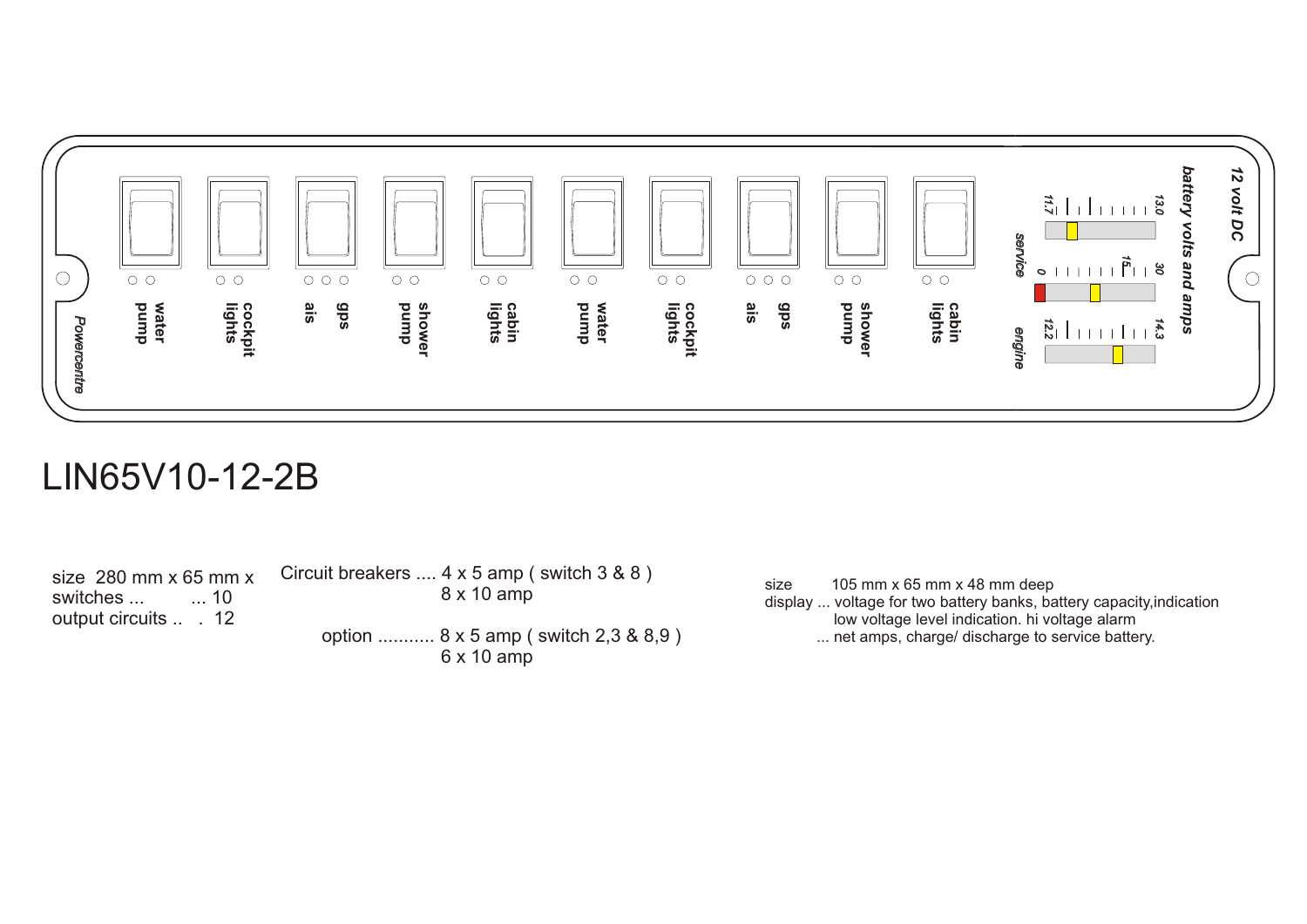Powercentre

water pump | cockpit lights | ais | gps | shower pump | cabin lights | water pump | cockpit lights | ais | gps | shower pump | cabin lights

12 volt DC

battery volts and amps

service: 11.7 – 13.0

0 – 15 – 30

engine: 12.2 – 14.3

# LIN65V10-12-2B

size 280 mm x 65 mm x
switches ... ... 10
output circuits .. . 12

Circuit breakers .... 4 x 5 amp ( switch 3 & 8 )
8 x 10 amp

option ........... 8 x 5 amp ( switch 2,3 & 8,9 )
6 x 10 amp

size 105 mm x 65 mm x 48 mm deep
display ... voltage for two battery banks, battery capacity,indication
low voltage level indication. hi voltage alarm
... net amps, charge/ discharge to service battery.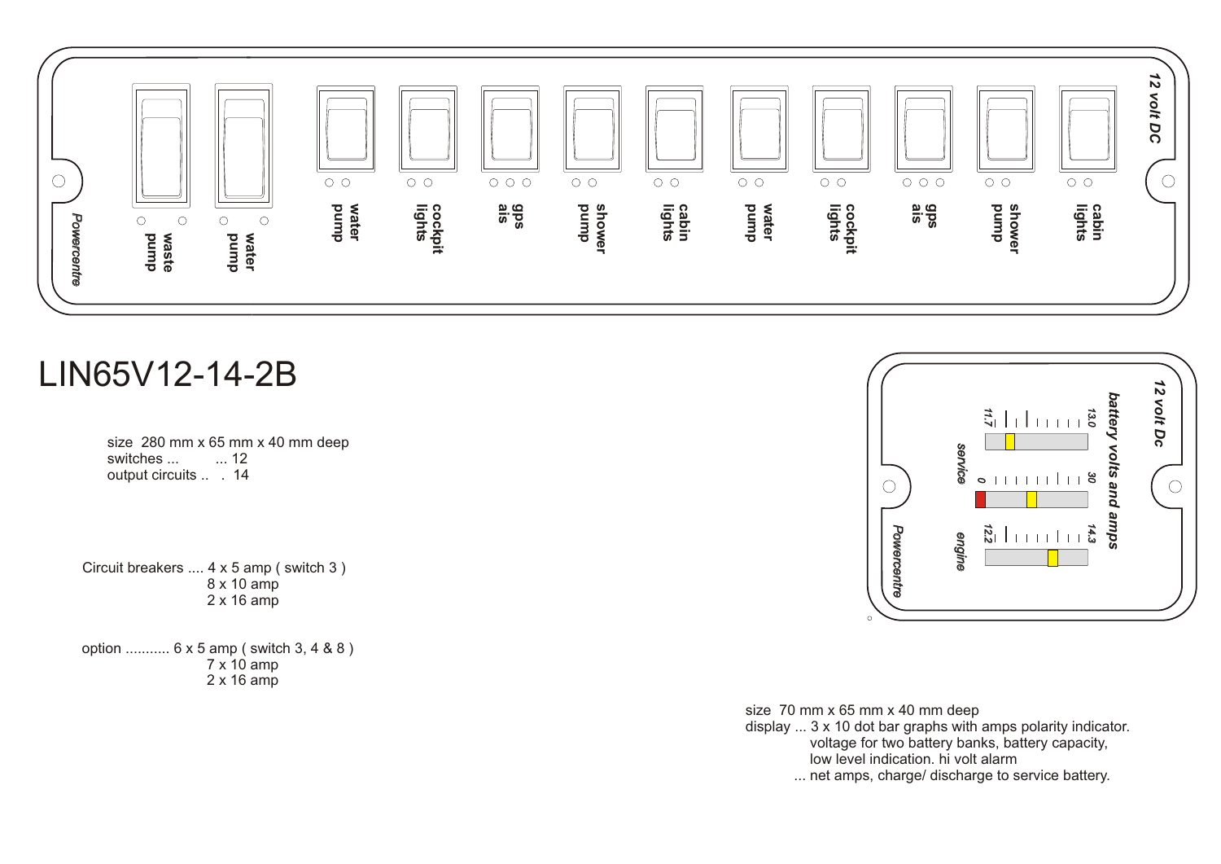12 volt DC

Powercentre

waste pump

water pump

water pump

cockpit lights

gps ais

shower pump

cabin lights

water pump

cockpit lights

gps ais

shower pump

cabin lights

# LIN65V12-14-2B

size 280 mm x 65 mm x 40 mm deep
switches ... ... 12
output circuits .. . 14

Circuit breakers .... 4 x 5 amp ( switch 3 )
8 x 10 amp
2 x 16 amp

option ........... 6 x 5 amp ( switch 3, 4 & 8 )
7 x 10 amp
2 x 16 amp

12 volt Dc

battery volts and amps

11.7

13.0

service

0

30

12.2

14.3

engine

Powercentre

size 70 mm x 65 mm x 40 mm deep
display ... 3 x 10 dot bar graphs with amps polarity indicator.
voltage for two battery banks, battery capacity,
low level indication. hi volt alarm
... net amps, charge/ discharge to service battery.